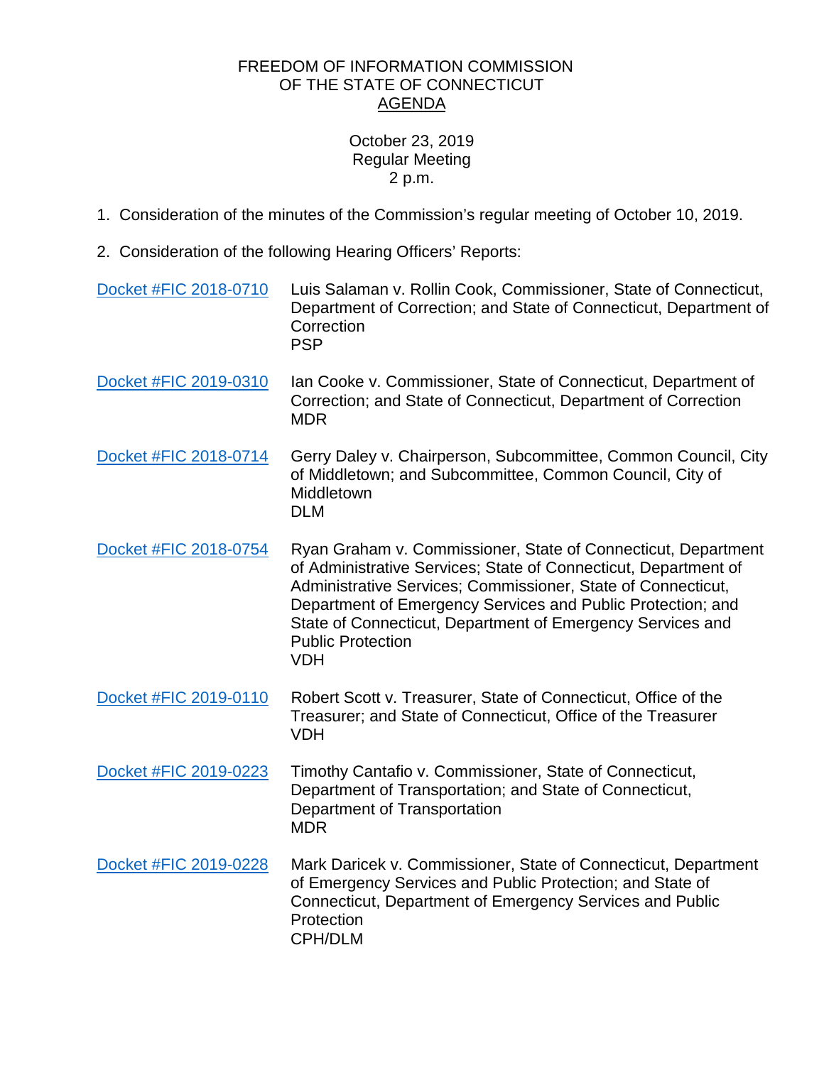FREEDOM OF INFORMATION COMMISSION
OF THE STATE OF CONNECTICUT
AGENDA

October 23, 2019
Regular Meeting
2 p.m.

1. Consideration of the minutes of the Commission's regular meeting of October 10, 2019.

2. Consideration of the following Hearing Officers' Reports:

| | |
|---|---|
| Docket #FIC 2018-0710 | Luis Salaman v. Rollin Cook, Commissioner, State of Connecticut, Department of Correction; and State of Connecticut, Department of Correction<br>PSP |
| Docket #FIC 2019-0310 | Ian Cooke v. Commissioner, State of Connecticut, Department of Correction; and State of Connecticut, Department of Correction<br>MDR |
| Docket #FIC 2018-0714 | Gerry Daley v. Chairperson, Subcommittee, Common Council, City of Middletown; and Subcommittee, Common Council, City of Middletown<br>DLM |
| Docket #FIC 2018-0754 | Ryan Graham v. Commissioner, State of Connecticut, Department of Administrative Services; State of Connecticut, Department of Administrative Services; Commissioner, State of Connecticut, Department of Emergency Services and Public Protection; and State of Connecticut, Department of Emergency Services and Public Protection<br>VDH |
| Docket #FIC 2019-0110 | Robert Scott v. Treasurer, State of Connecticut, Office of the Treasurer; and State of Connecticut, Office of the Treasurer<br>VDH |
| Docket #FIC 2019-0223 | Timothy Cantafio v. Commissioner, State of Connecticut, Department of Transportation; and State of Connecticut, Department of Transportation<br>MDR |
| Docket #FIC 2019-0228 | Mark Daricek v. Commissioner, State of Connecticut, Department of Emergency Services and Public Protection; and State of Connecticut, Department of Emergency Services and Public Protection<br>CPH/DLM |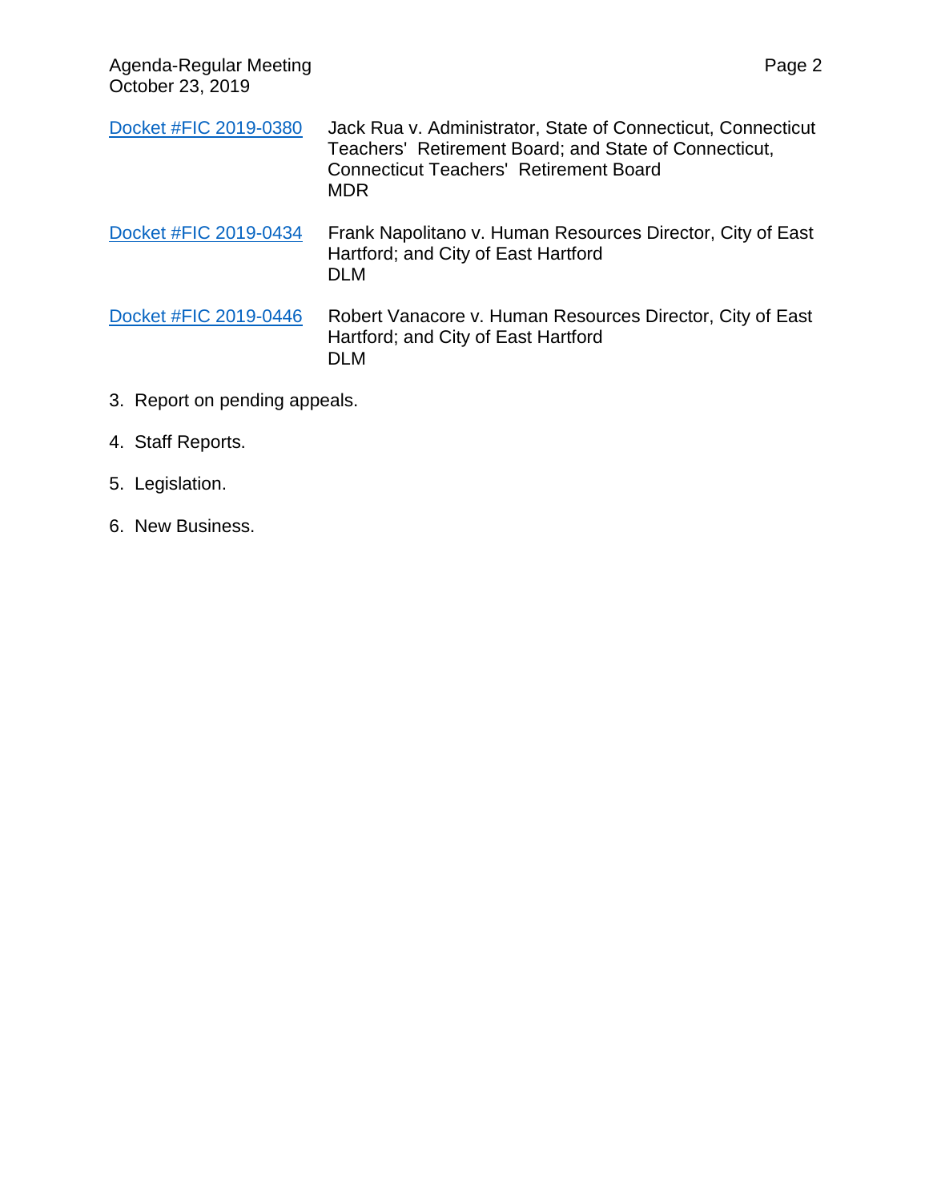| | |
|---|---|
| Docket #FIC 2019-0380 | Jack Rua v. Administrator, State of Connecticut, Connecticut Teachers' Retirement Board; and State of Connecticut, Connecticut Teachers' Retirement Board<br>MDR |
| Docket #FIC 2019-0434 | Frank Napolitano v. Human Resources Director, City of East Hartford; and City of East Hartford<br>DLM |
| Docket #FIC 2019-0446 | Robert Vanacore v. Human Resources Director, City of East Hartford; and City of East Hartford<br>DLM |

3. Report on pending appeals.

4. Staff Reports.

5. Legislation.

6. New Business.